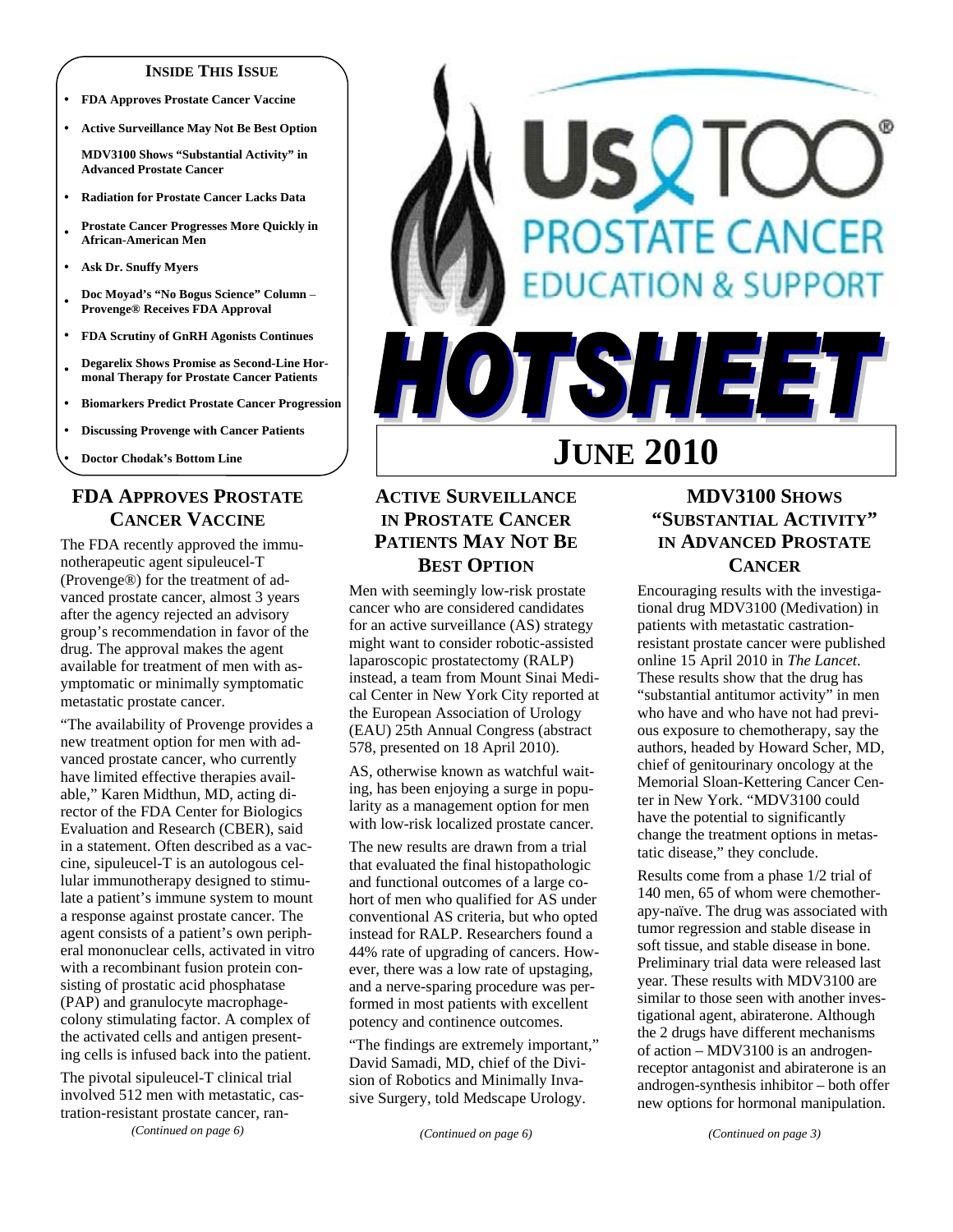**INSIDE THIS ISSUE**

- FDA Approves Prostate Cancer Vaccine
- Active Surveillance May Not Be Best Option
- MDV3100 Shows "Substantial Activity" in Advanced Prostate Cancer
- Radiation for Prostate Cancer Lacks Data
- Prostate Cancer Progresses More Quickly in African-American Men
- Ask Dr. Snuffy Myers
- Doc Moyad's "No Bogus Science" Column – Provenge® Receives FDA Approval
- FDA Scrutiny of GnRH Agonists Continues
- Degarelix Shows Promise as Second-Line Hormonal Therapy for Prostate Cancer Patients
- Biomarkers Predict Prostate Cancer Progression
- Discussing Provenge with Cancer Patients
- Doctor Chodak's Bottom Line

# Us TOO® PROSTATE CANCER EDUCATION & SUPPORT

# HOTSHEET

# JUNE 2010

## FDA APPROVES PROSTATE CANCER VACCINE

The FDA recently approved the immunotherapeutic agent sipuleucel-T (Provenge®) for the treatment of advanced prostate cancer, almost 3 years after the agency rejected an advisory group's recommendation in favor of the drug. The approval makes the agent available for treatment of men with asymptomatic or minimally symptomatic metastatic prostate cancer.

"The availability of Provenge provides a new treatment option for men with advanced prostate cancer, who currently have limited effective therapies available," Karen Midthun, MD, acting director of the FDA Center for Biologics Evaluation and Research (CBER), said in a statement. Often described as a vaccine, sipuleucel-T is an autologous cellular immunotherapy designed to stimulate a patient's immune system to mount a response against prostate cancer. The agent consists of a patient's own peripheral mononuclear cells, activated in vitro with a recombinant fusion protein consisting of prostatic acid phosphatase (PAP) and granulocyte macrophage-colony stimulating factor. A complex of the activated cells and antigen presenting cells is infused back into the patient.

The pivotal sipuleucel-T clinical trial involved 512 men with metastatic, castration-resistant prostate cancer, ran-

*(Continued on page 6)*

## ACTIVE SURVEILLANCE IN PROSTATE CANCER PATIENTS MAY NOT BE BEST OPTION

Men with seemingly low-risk prostate cancer who are considered candidates for an active surveillance (AS) strategy might want to consider robotic-assisted laparoscopic prostatectomy (RALP) instead, a team from Mount Sinai Medical Center in New York City reported at the European Association of Urology (EAU) 25th Annual Congress (abstract 578, presented on 18 April 2010).

AS, otherwise known as watchful waiting, has been enjoying a surge in popularity as a management option for men with low-risk localized prostate cancer.

The new results are drawn from a trial that evaluated the final histopathologic and functional outcomes of a large cohort of men who qualified for AS under conventional AS criteria, but who opted instead for RALP. Researchers found a 44% rate of upgrading of cancers. However, there was a low rate of upstaging, and a nerve-sparing procedure was performed in most patients with excellent potency and continence outcomes.

"The findings are extremely important," David Samadi, MD, chief of the Division of Robotics and Minimally Invasive Surgery, told Medscape Urology.

*(Continued on page 6)*

## MDV3100 SHOWS "SUBSTANTIAL ACTIVITY" IN ADVANCED PROSTATE CANCER

Encouraging results with the investigational drug MDV3100 (Medivation) in patients with metastatic castration-resistant prostate cancer were published online 15 April 2010 in *The Lancet*. These results show that the drug has "substantial antitumor activity" in men who have and who have not had previous exposure to chemotherapy, say the authors, headed by Howard Scher, MD, chief of genitourinary oncology at the Memorial Sloan-Kettering Cancer Center in New York. "MDV3100 could have the potential to significantly change the treatment options in metastatic disease," they conclude.

Results come from a phase 1/2 trial of 140 men, 65 of whom were chemotherapy-naïve. The drug was associated with tumor regression and stable disease in soft tissue, and stable disease in bone. Preliminary trial data were released last year. These results with MDV3100 are similar to those seen with another investigational agent, abiraterone. Although the 2 drugs have different mechanisms of action – MDV3100 is an androgen-receptor antagonist and abiraterone is an androgen-synthesis inhibitor – both offer new options for hormonal manipulation.

*(Continued on page 3)*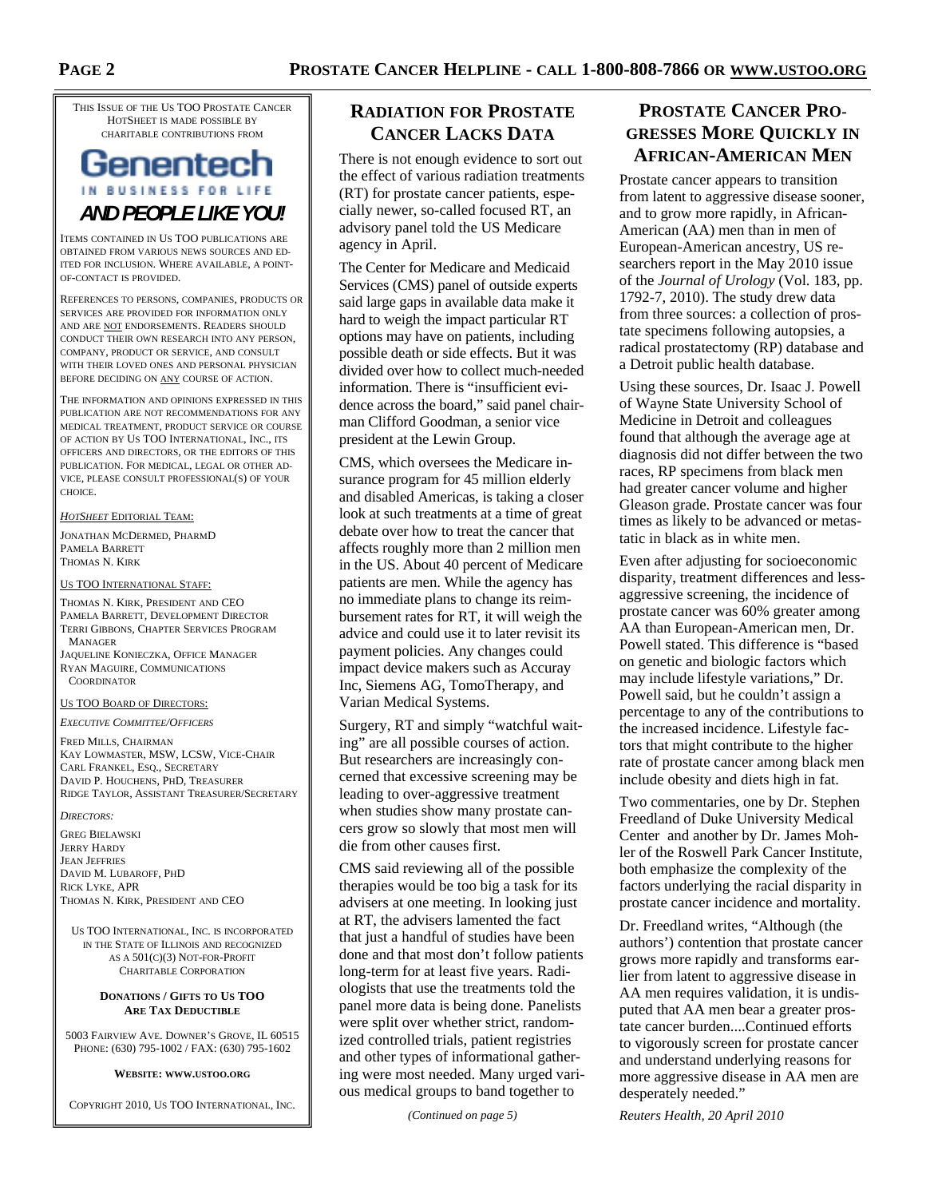This issue of the Us TOO Prostate Cancer HotSheet is made possible by charitable contributions from

**Genentech**
IN BUSINESS FOR LIFE

***AND PEOPLE LIKE YOU!***

Items contained in Us TOO publications are obtained from various news sources and edited for inclusion. Where available, a point-of-contact is provided.

References to persons, companies, products or services are provided for information only and are NOT endorsements. Readers should conduct their own research into any person, company, product or service, and consult with their loved ones and personal physician before deciding on ANY course of action.

The information and opinions expressed in this publication are not recommendations for any medical treatment, product service or course of action by Us TOO International, Inc., its officers and directors, or the editors of this publication. For medical, legal or other advice, please consult professional(s) of your choice.

*HOTSHEET* EDITORIAL TEAM:

Jonathan McDermed, PharmD
Pamela Barrett
Thomas N. Kirk

US TOO INTERNATIONAL STAFF:

Thomas N. Kirk, President and CEO
Pamela Barrett, Development Director
Terri Gibbons, Chapter Services Program Manager
Jaqueline Konieczka, Office Manager
Ryan Maguire, Communications Coordinator

US TOO BOARD OF DIRECTORS:

*Executive Committee/Officers*

Fred Mills, Chairman
Kay Lowmaster, MSW, LCSW, Vice-Chair
Carl Frankel, Esq., Secretary
David P. Houchens, PhD, Treasurer
Ridge Taylor, Assistant Treasurer/Secretary

*Directors:*

Greg Bielawski
Jerry Hardy
Jean Jeffries
David M. Lubaroff, PhD
Rick Lyke, APR
Thomas N. Kirk, President and CEO

Us TOO International, Inc. is incorporated in the State of Illinois and recognized as a 501(c)(3) not-for-profit charitable corporation

**Donations / Gifts to Us TOO Are Tax Deductible**

5003 Fairview Ave. Downer's Grove, IL 60515
Phone: (630) 795-1002 / Fax: (630) 795-1602

**Website: www.ustoo.org**

Copyright 2010, Us TOO International, Inc.

## Radiation for Prostate Cancer Lacks Data

There is not enough evidence to sort out the effect of various radiation treatments (RT) for prostate cancer patients, especially newer, so-called focused RT, an advisory panel told the US Medicare agency in April.

The Center for Medicare and Medicaid Services (CMS) panel of outside experts said large gaps in available data make it hard to weigh the impact particular RT options may have on patients, including possible death or side effects. But it was divided over how to collect much-needed information. There is "insufficient evidence across the board," said panel chairman Clifford Goodman, a senior vice president at the Lewin Group.

CMS, which oversees the Medicare insurance program for 45 million elderly and disabled Americas, is taking a closer look at such treatments at a time of great debate over how to treat the cancer that affects roughly more than 2 million men in the US. About 40 percent of Medicare patients are men. While the agency has no immediate plans to change its reimbursement rates for RT, it will weigh the advice and could use it to later revisit its payment policies. Any changes could impact device makers such as Accuray Inc, Siemens AG, TomoTherapy, and Varian Medical Systems.

Surgery, RT and simply "watchful waiting" are all possible courses of action. But researchers are increasingly concerned that excessive screening may be leading to over-aggressive treatment when studies show many prostate cancers grow so slowly that most men will die from other causes first.

CMS said reviewing all of the possible therapies would be too big a task for its advisers at one meeting. In looking just at RT, the advisers lamented the fact that just a handful of studies have been done and that most don't follow patients long-term for at least five years. Radiologists that use the treatments told the panel more data is being done. Panelists were split over whether strict, randomized controlled trials, patient registries and other types of informational gathering were most needed. Many urged various medical groups to band together to

*(Continued on page 5)*

## Prostate Cancer Progresses More Quickly in African-American Men

Prostate cancer appears to transition from latent to aggressive disease sooner, and to grow more rapidly, in African-American (AA) men than in men of European-American ancestry, US researchers report in the May 2010 issue of the *Journal of Urology* (Vol. 183, pp. 1792-7, 2010). The study drew data from three sources: a collection of prostate specimens following autopsies, a radical prostatectomy (RP) database and a Detroit public health database.

Using these sources, Dr. Isaac J. Powell of Wayne State University School of Medicine in Detroit and colleagues found that although the average age at diagnosis did not differ between the two races, RP specimens from black men had greater cancer volume and higher Gleason grade. Prostate cancer was four times as likely to be advanced or metastatic in black as in white men.

Even after adjusting for socioeconomic disparity, treatment differences and less-aggressive screening, the incidence of prostate cancer was 60% greater among AA than European-American men, Dr. Powell stated. This difference is "based on genetic and biologic factors which may include lifestyle variations," Dr. Powell said, but he couldn't assign a percentage to any of the contributions to the increased incidence. Lifestyle factors that might contribute to the higher rate of prostate cancer among black men include obesity and diets high in fat.

Two commentaries, one by Dr. Stephen Freedland of Duke University Medical Center and another by Dr. James Mohler of the Roswell Park Cancer Institute, both emphasize the complexity of the factors underlying the racial disparity in prostate cancer incidence and mortality.

Dr. Freedland writes, "Although (the authors') contention that prostate cancer grows more rapidly and transforms earlier from latent to aggressive disease in AA men requires validation, it is undisputed that AA men bear a greater prostate cancer burden....Continued efforts to vigorously screen for prostate cancer and understand underlying reasons for more aggressive disease in AA men are desperately needed."

*Reuters Health, 20 April 2010*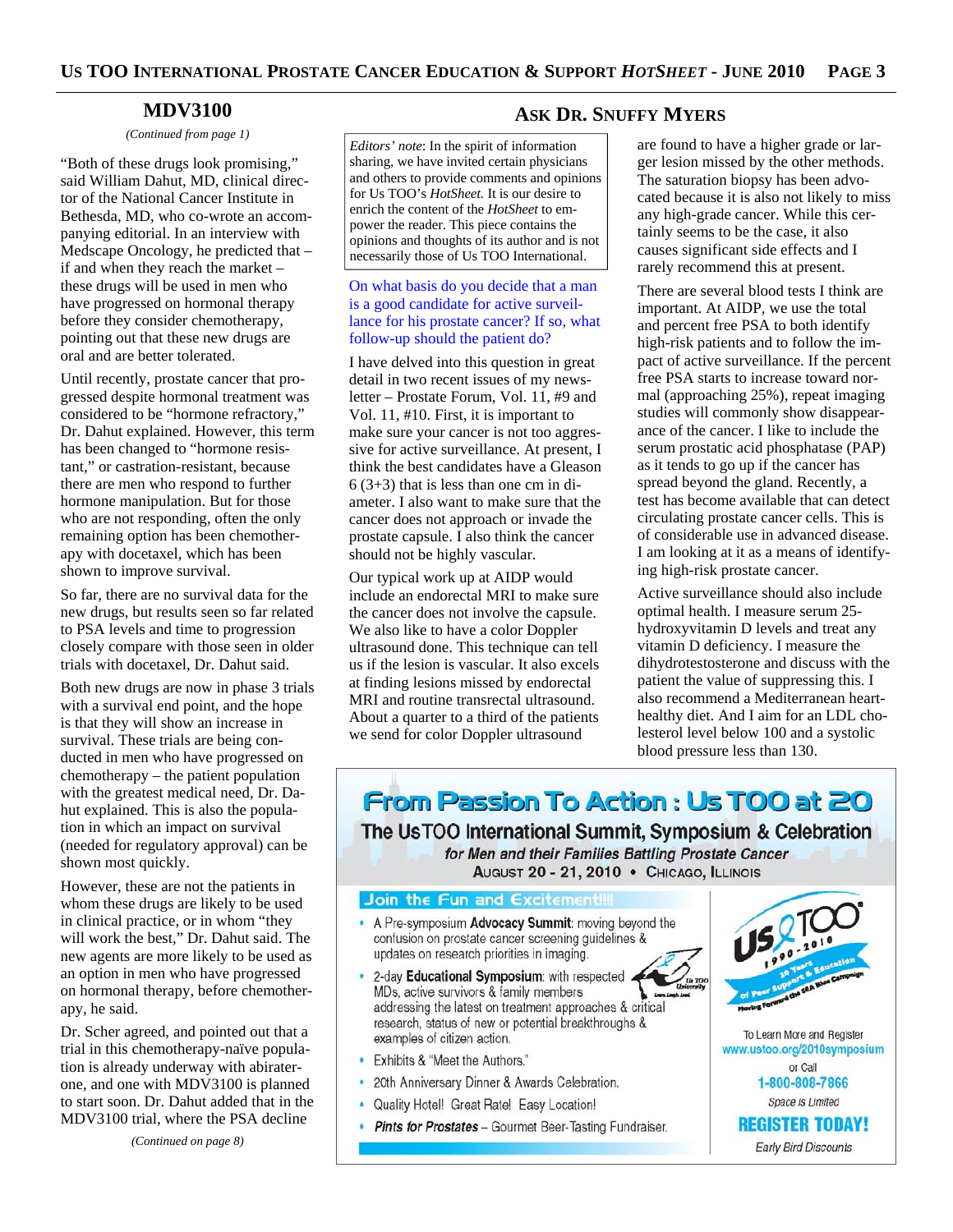## MDV3100

*(Continued from page 1)*

"Both of these drugs look promising," said William Dahut, MD, clinical director of the National Cancer Institute in Bethesda, MD, who co-wrote an accompanying editorial. In an interview with Medscape Oncology, he predicted that – if and when they reach the market – these drugs will be used in men who have progressed on hormonal therapy before they consider chemotherapy, pointing out that these new drugs are oral and are better tolerated.

Until recently, prostate cancer that progressed despite hormonal treatment was considered to be "hormone refractory," Dr. Dahut explained. However, this term has been changed to "hormone resistant," or castration-resistant, because there are men who respond to further hormone manipulation. But for those who are not responding, often the only remaining option has been chemotherapy with docetaxel, which has been shown to improve survival.

So far, there are no survival data for the new drugs, but results seen so far related to PSA levels and time to progression closely compare with those seen in older trials with docetaxel, Dr. Dahut said.

Both new drugs are now in phase 3 trials with a survival end point, and the hope is that they will show an increase in survival. These trials are being conducted in men who have progressed on chemotherapy – the patient population with the greatest medical need, Dr. Dahut explained. This is also the population in which an impact on survival (needed for regulatory approval) can be shown most quickly.

However, these are not the patients in whom these drugs are likely to be used in clinical practice, or in whom "they will work the best," Dr. Dahut said. The new agents are more likely to be used as an option in men who have progressed on hormonal therapy, before chemotherapy, he said.

Dr. Scher agreed, and pointed out that a trial in this chemotherapy-naïve population is already underway with abiraterone, and one with MDV3100 is planned to start soon. Dr. Dahut added that in the MDV3100 trial, where the PSA decline

*(Continued on page 8)*

## Ask Dr. Snuffy Myers

*Editors' note*: In the spirit of information sharing, we have invited certain physicians and others to provide comments and opinions for Us TOO's *HotSheet*. It is our desire to enrich the content of the *HotSheet* to empower the reader. This piece contains the opinions and thoughts of its author and is not necessarily those of Us TOO International.

On what basis do you decide that a man is a good candidate for active surveillance for his prostate cancer? If so, what follow-up should the patient do?

I have delved into this question in great detail in two recent issues of my newsletter – Prostate Forum, Vol. 11, #9 and Vol. 11, #10. First, it is important to make sure your cancer is not too aggressive for active surveillance. At present, I think the best candidates have a Gleason 6 (3+3) that is less than one cm in diameter. I also want to make sure that the cancer does not approach or invade the prostate capsule. I also think the cancer should not be highly vascular.

Our typical work up at AIDP would include an endorectal MRI to make sure the cancer does not involve the capsule. We also like to have a color Doppler ultrasound done. This technique can tell us if the lesion is vascular. It also excels at finding lesions missed by endorectal MRI and routine transrectal ultrasound. About a quarter to a third of the patients we send for color Doppler ultrasound are found to have a higher grade or larger lesion missed by the other methods. The saturation biopsy has been advocated because it is also not likely to miss any high-grade cancer. While this certainly seems to be the case, it also causes significant side effects and I rarely recommend this at present.

There are several blood tests I think are important. At AIDP, we use the total and percent free PSA to both identify high-risk patients and to follow the impact of active surveillance. If the percent free PSA starts to increase toward normal (approaching 25%), repeat imaging studies will commonly show disappearance of the cancer. I like to include the serum prostatic acid phosphatase (PAP) as it tends to go up if the cancer has spread beyond the gland. Recently, a test has become available that can detect circulating prostate cancer cells. This is of considerable use in advanced disease. I am looking at it as a means of identifying high-risk prostate cancer.

Active surveillance should also include optimal health. I measure serum 25-hydroxyvitamin D levels and treat any vitamin D deficiency. I measure the dihydrotestosterone and discuss with the patient the value of suppressing this. I also recommend a Mediterranean heart-healthy diet. And I aim for an LDL cholesterol level below 100 and a systolic blood pressure less than 130.

---

## From Passion To Action : Us TOO at 20

### The UsTOO International Summit, Symposium & Celebration

***for Men and their Families Battling Prostate Cancer***

August 20 - 21, 2010 • Chicago, Illinois

**Join the Fun and Excitement!!!!**

- A Pre-symposium **Advocacy Summit**: moving beyond the confusion on prostate cancer screening guidelines & updates on research priorities in imaging.
- 2-day **Educational Symposium**: with respected MDs, active survivors & family members addressing the latest on treatment approaches & critical research, status of new or potential breakthroughs & examples of citizen action.
- Exhibits & "Meet the Authors."
- 20th Anniversary Dinner & Awards Celebration.
- Quality Hotel! Great Rate! Easy Location!
- ***Pints for Prostates*** – Gourmet Beer-Tasting Fundraiser.

Us TOO 1990 - 2010 — 20 Years of Peer Support & Education — Moving Forward the SEA Blue Campaign

To Learn More and Register
www.ustoo.org/2010symposium
or Call
1-800-808-7866
*Space is Limited*

**REGISTER TODAY!**

*Early Bird Discounts*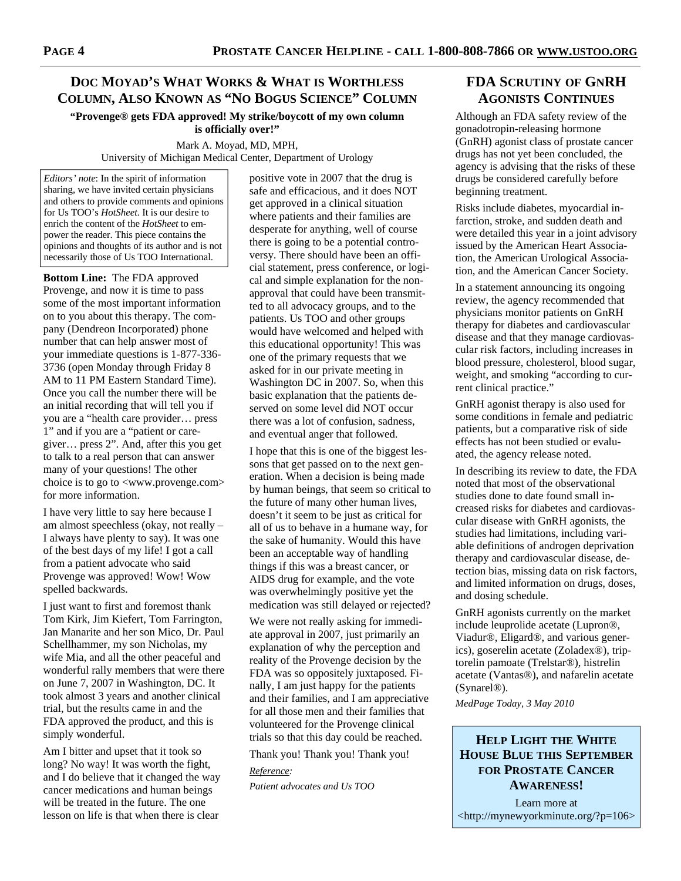## Doc Moyad's What Works & What is Worthless Column, Also Known as "No Bogus Science" Column

**"Provenge® gets FDA approved! My strike/boycott of my own column is officially over!"**

Mark A. Moyad, MD, MPH,
University of Michigan Medical Center, Department of Urology

*Editors' note*: In the spirit of information sharing, we have invited certain physicians and others to provide comments and opinions for Us TOO's *HotSheet*. It is our desire to enrich the content of the *HotSheet* to empower the reader. This piece contains the opinions and thoughts of its author and is not necessarily those of Us TOO International.

**Bottom Line:** The FDA approved Provenge, and now it is time to pass some of the most important information on to you about this therapy. The company (Dendreon Incorporated) phone number that can help answer most of your immediate questions is 1-877-336-3736 (open Monday through Friday 8 AM to 11 PM Eastern Standard Time). Once you call the number there will be an initial recording that will tell you if you are a "health care provider… press 1" and if you are a "patient or caregiver… press 2". And, after this you get to talk to a real person that can answer many of your questions! The other choice is to go to <www.provenge.com> for more information.

I have very little to say here because I am almost speechless (okay, not really – I always have plenty to say). It was one of the best days of my life! I got a call from a patient advocate who said Provenge was approved! Wow! Wow spelled backwards.

I just want to first and foremost thank Tom Kirk, Jim Kiefert, Tom Farrington, Jan Manarite and her son Mico, Dr. Paul Schellhammer, my son Nicholas, my wife Mia, and all the other peaceful and wonderful rally members that were there on June 7, 2007 in Washington, DC. It took almost 3 years and another clinical trial, but the results came in and the FDA approved the product, and this is simply wonderful.

Am I bitter and upset that it took so long? No way! It was worth the fight, and I do believe that it changed the way cancer medications and human beings will be treated in the future. The one lesson on life is that when there is clear positive vote in 2007 that the drug is safe and efficacious, and it does NOT get approved in a clinical situation where patients and their families are desperate for anything, well of course there is going to be a potential controversy. There should have been an official statement, press conference, or logical and simple explanation for the non-approval that could have been transmitted to all advocacy groups, and to the patients. Us TOO and other groups would have welcomed and helped with this educational opportunity! This was one of the primary requests that we asked for in our private meeting in Washington DC in 2007. So, when this basic explanation that the patients deserved on some level did NOT occur there was a lot of confusion, sadness, and eventual anger that followed.

I hope that this is one of the biggest lessons that get passed on to the next generation. When a decision is being made by human beings, that seem so critical to the future of many other human lives, doesn't it seem to be just as critical for all of us to behave in a humane way, for the sake of humanity. Would this have been an acceptable way of handling things if this was a breast cancer, or AIDS drug for example, and the vote was overwhelmingly positive yet the medication was still delayed or rejected?

We were not really asking for immediate approval in 2007, just primarily an explanation of why the perception and reality of the Provenge decision by the FDA was so oppositely juxtaposed. Finally, I am just happy for the patients and their families, and I am appreciative for all those men and their families that volunteered for the Provenge clinical trials so that this day could be reached.

Thank you! Thank you! Thank you!

*Reference:*

*Patient advocates and Us TOO*

## FDA Scrutiny of GnRH Agonists Continues

Although an FDA safety review of the gonadotropin-releasing hormone (GnRH) agonist class of prostate cancer drugs has not yet been concluded, the agency is advising that the risks of these drugs be considered carefully before beginning treatment.

Risks include diabetes, myocardial infarction, stroke, and sudden death and were detailed this year in a joint advisory issued by the American Heart Association, the American Urological Association, and the American Cancer Society.

In a statement announcing its ongoing review, the agency recommended that physicians monitor patients on GnRH therapy for diabetes and cardiovascular disease and that they manage cardiovascular risk factors, including increases in blood pressure, cholesterol, blood sugar, weight, and smoking "according to current clinical practice."

GnRH agonist therapy is also used for some conditions in female and pediatric patients, but a comparative risk of side effects has not been studied or evaluated, the agency release noted.

In describing its review to date, the FDA noted that most of the observational studies done to date found small increased risks for diabetes and cardiovascular disease with GnRH agonists, the studies had limitations, including variable definitions of androgen deprivation therapy and cardiovascular disease, detection bias, missing data on risk factors, and limited information on drugs, doses, and dosing schedule.

GnRH agonists currently on the market include leuprolide acetate (Lupron®, Viadur®, Eligard®, and various generics), goserelin acetate (Zoladex®), triptorelin pamoate (Trelstar®), histrelin acetate (Vantas®), and nafarelin acetate (Synarel®).

*MedPage Today, 3 May 2010*

### Help Light the White House Blue this September for Prostate Cancer Awareness!

Learn more at <http://mynewyorkminute.org/?p=106>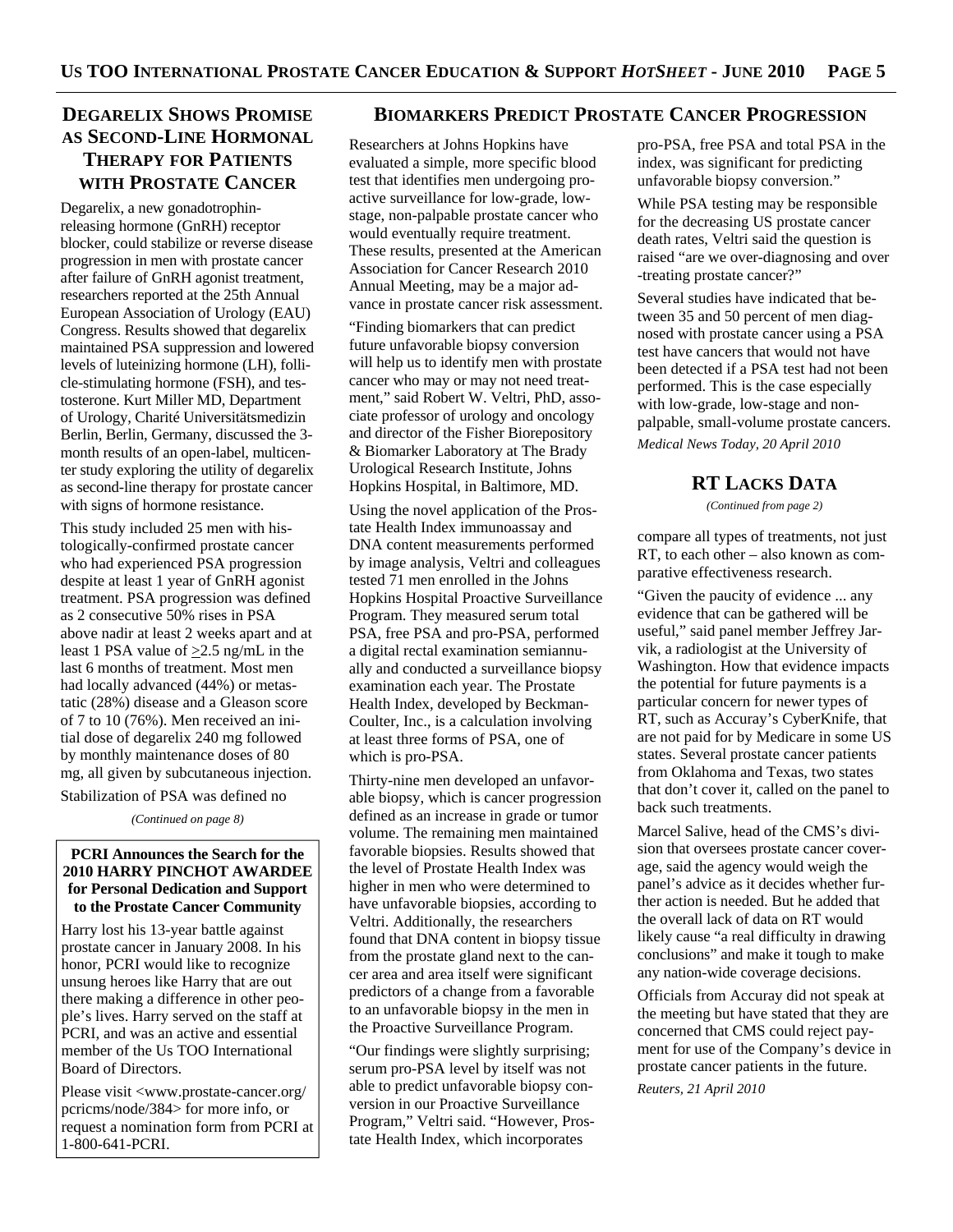## Degarelix Shows Promise as Second-Line Hormonal Therapy for Patients with Prostate Cancer

Degarelix, a new gonadotrophin-releasing hormone (GnRH) receptor blocker, could stabilize or reverse disease progression in men with prostate cancer after failure of GnRH agonist treatment, researchers reported at the 25th Annual European Association of Urology (EAU) Congress. Results showed that degarelix maintained PSA suppression and lowered levels of luteinizing hormone (LH), follicle-stimulating hormone (FSH), and testosterone. Kurt Miller MD, Department of Urology, Charité Universitätsmedizin Berlin, Berlin, Germany, discussed the 3-month results of an open-label, multicenter study exploring the utility of degarelix as second-line therapy for prostate cancer with signs of hormone resistance.

This study included 25 men with histologically-confirmed prostate cancer who had experienced PSA progression despite at least 1 year of GnRH agonist treatment. PSA progression was defined as 2 consecutive 50% rises in PSA above nadir at least 2 weeks apart and at least 1 PSA value of $\geq$2.5 ng/mL in the last 6 months of treatment. Most men had locally advanced (44%) or metastatic (28%) disease and a Gleason score of 7 to 10 (76%). Men received an initial dose of degarelix 240 mg followed by monthly maintenance doses of 80 mg, all given by subcutaneous injection.

Stabilization of PSA was defined no

*(Continued on page 8)*

**PCRI Announces the Search for the 2010 HARRY PINCHOT AWARDEE for Personal Dedication and Support to the Prostate Cancer Community**

Harry lost his 13-year battle against prostate cancer in January 2008. In his honor, PCRI would like to recognize unsung heroes like Harry that are out there making a difference in other people's lives. Harry served on the staff at PCRI, and was an active and essential member of the Us TOO International Board of Directors.

Please visit <www.prostate-cancer.org/pcricms/node/384> for more info, or request a nomination form from PCRI at 1-800-641-PCRI.

## Biomarkers Predict Prostate Cancer Progression

Researchers at Johns Hopkins have evaluated a simple, more specific blood test that identifies men undergoing proactive surveillance for low-grade, low-stage, non-palpable prostate cancer who would eventually require treatment. These results, presented at the American Association for Cancer Research 2010 Annual Meeting, may be a major advance in prostate cancer risk assessment.

"Finding biomarkers that can predict future unfavorable biopsy conversion will help us to identify men with prostate cancer who may or may not need treatment," said Robert W. Veltri, PhD, associate professor of urology and oncology and director of the Fisher Biorepository & Biomarker Laboratory at The Brady Urological Research Institute, Johns Hopkins Hospital, in Baltimore, MD.

Using the novel application of the Prostate Health Index immunoassay and DNA content measurements performed by image analysis, Veltri and colleagues tested 71 men enrolled in the Johns Hopkins Hospital Proactive Surveillance Program. They measured serum total PSA, free PSA and pro-PSA, performed a digital rectal examination semiannually and conducted a surveillance biopsy examination each year. The Prostate Health Index, developed by Beckman-Coulter, Inc., is a calculation involving at least three forms of PSA, one of which is pro-PSA.

Thirty-nine men developed an unfavorable biopsy, which is cancer progression defined as an increase in grade or tumor volume. The remaining men maintained favorable biopsies. Results showed that the level of Prostate Health Index was higher in men who were determined to have unfavorable biopsies, according to Veltri. Additionally, the researchers found that DNA content in biopsy tissue from the prostate gland next to the cancer area and area itself were significant predictors of a change from a favorable to an unfavorable biopsy in the men in the Proactive Surveillance Program.

"Our findings were slightly surprising; serum pro-PSA level by itself was not able to predict unfavorable biopsy conversion in our Proactive Surveillance Program," Veltri said. "However, Prostate Health Index, which incorporates pro-PSA, free PSA and total PSA in the index, was significant for predicting unfavorable biopsy conversion."

While PSA testing may be responsible for the decreasing US prostate cancer death rates, Veltri said the question is raised "are we over-diagnosing and over-treating prostate cancer?"

Several studies have indicated that between 35 and 50 percent of men diagnosed with prostate cancer using a PSA test have cancers that would not have been detected if a PSA test had not been performed. This is the case especially with low-grade, low-stage and non-palpable, small-volume prostate cancers.

*Medical News Today, 20 April 2010*

## RT Lacks Data

*(Continued from page 2)*

compare all types of treatments, not just RT, to each other – also known as comparative effectiveness research.

"Given the paucity of evidence ... any evidence that can be gathered will be useful," said panel member Jeffrey Jarvik, a radiologist at the University of Washington. How that evidence impacts the potential for future payments is a particular concern for newer types of RT, such as Accuray's CyberKnife, that are not paid for by Medicare in some US states. Several prostate cancer patients from Oklahoma and Texas, two states that don't cover it, called on the panel to back such treatments.

Marcel Salive, head of the CMS's division that oversees prostate cancer coverage, said the agency would weigh the panel's advice as it decides whether further action is needed. But he added that the overall lack of data on RT would likely cause "a real difficulty in drawing conclusions" and make it tough to make any nation-wide coverage decisions.

Officials from Accuray did not speak at the meeting but have stated that they are concerned that CMS could reject payment for use of the Company's device in prostate cancer patients in the future.

*Reuters, 21 April 2010*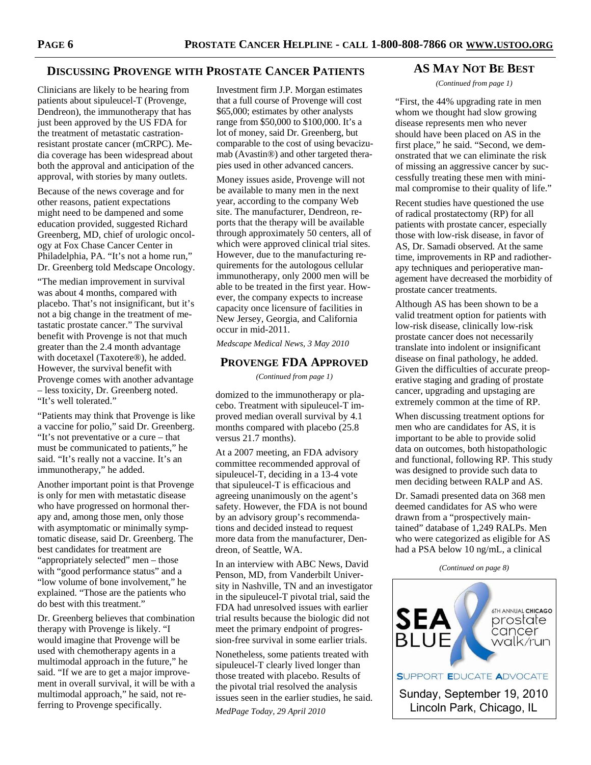## Discussing Provenge with Prostate Cancer Patients

Clinicians are likely to be hearing from patients about sipuleucel-T (Provenge, Dendreon), the immunotherapy that has just been approved by the US FDA for the treatment of metastatic castration-resistant prostate cancer (mCRPC). Media coverage has been widespread about both the approval and anticipation of the approval, with stories by many outlets.

Because of the news coverage and for other reasons, patient expectations might need to be dampened and some education provided, suggested Richard Greenberg, MD, chief of urologic oncology at Fox Chase Cancer Center in Philadelphia, PA. "It's not a home run," Dr. Greenberg told Medscape Oncology.

"The median improvement in survival was about 4 months, compared with placebo. That's not insignificant, but it's not a big change in the treatment of metastatic prostate cancer." The survival benefit with Provenge is not that much greater than the 2.4 month advantage with docetaxel (Taxotere®), he added. However, the survival benefit with Provenge comes with another advantage – less toxicity, Dr. Greenberg noted. "It's well tolerated."

"Patients may think that Provenge is like a vaccine for polio," said Dr. Greenberg. "It's not preventative or a cure – that must be communicated to patients," he said. "It's really not a vaccine. It's an immunotherapy," he added.

Another important point is that Provenge is only for men with metastatic disease who have progressed on hormonal therapy and, among those men, only those with asymptomatic or minimally symptomatic disease, said Dr. Greenberg. The best candidates for treatment are "appropriately selected" men – those with "good performance status" and a "low volume of bone involvement," he explained. "Those are the patients who do best with this treatment."

Dr. Greenberg believes that combination therapy with Provenge is likely. "I would imagine that Provenge will be used with chemotherapy agents in a multimodal approach in the future," he said. "If we are to get a major improvement in overall survival, it will be with a multimodal approach," he said, not referring to Provenge specifically.

Investment firm J.P. Morgan estimates that a full course of Provenge will cost $65,000; estimates by other analysts range from $50,000 to $100,000. It's a lot of money, said Dr. Greenberg, but comparable to the cost of using bevacizumab (Avastin®) and other targeted therapies used in other advanced cancers.

Money issues aside, Provenge will not be available to many men in the next year, according to the company Web site. The manufacturer, Dendreon, reports that the therapy will be available through approximately 50 centers, all of which were approved clinical trial sites. However, due to the manufacturing requirements for the autologous cellular immunotherapy, only 2000 men will be able to be treated in the first year. However, the company expects to increase capacity once licensure of facilities in New Jersey, Georgia, and California occur in mid-2011.

*Medscape Medical News, 3 May 2010*

## Provenge FDA Approved

*(Continued from page 1)*

domized to the immunotherapy or placebo. Treatment with sipuleucel-T improved median overall survival by 4.1 months compared with placebo (25.8 versus 21.7 months).

At a 2007 meeting, an FDA advisory committee recommended approval of sipuleucel-T, deciding in a 13-4 vote that sipuleucel-T is efficacious and agreeing unanimously on the agent's safety. However, the FDA is not bound by an advisory group's recommendations and decided instead to request more data from the manufacturer, Dendreon, of Seattle, WA.

In an interview with ABC News, David Penson, MD, from Vanderbilt University in Nashville, TN and an investigator in the sipuleucel-T pivotal trial, said the FDA had unresolved issues with earlier trial results because the biologic did not meet the primary endpoint of progression-free survival in some earlier trials.

Nonetheless, some patients treated with sipuleucel-T clearly lived longer than those treated with placebo. Results of the pivotal trial resolved the analysis issues seen in the earlier studies, he said.

*MedPage Today, 29 April 2010*

## AS May Not Be Best

*(Continued from page 1)*

"First, the 44% upgrading rate in men whom we thought had slow growing disease represents men who never should have been placed on AS in the first place," he said. "Second, we demonstrated that we can eliminate the risk of missing an aggressive cancer by successfully treating these men with minimal compromise to their quality of life."

Recent studies have questioned the use of radical prostatectomy (RP) for all patients with prostate cancer, especially those with low-risk disease, in favor of AS, Dr. Samadi observed. At the same time, improvements in RP and radiotherapy techniques and perioperative management have decreased the morbidity of prostate cancer treatments.

Although AS has been shown to be a valid treatment option for patients with low-risk disease, clinically low-risk prostate cancer does not necessarily translate into indolent or insignificant disease on final pathology, he added. Given the difficulties of accurate preoperative staging and grading of prostate cancer, upgrading and upstaging are extremely common at the time of RP.

When discussing treatment options for men who are candidates for AS, it is important to be able to provide solid data on outcomes, both histopathologic and functional, following RP. This study was designed to provide such data to men deciding between RALP and AS.

Dr. Samadi presented data on 368 men deemed candidates for AS who were drawn from a "prospectively maintained" database of 1,249 RALPs. Men who were categorized as eligible for AS had a PSA below 10 ng/mL, a clinical

*(Continued on page 8)*

SEA BLUE — 6TH ANNUAL CHICAGO prostate cancer walk/run

SUPPORT EDUCATE ADVOCATE

Sunday, September 19, 2010
Lincoln Park, Chicago, IL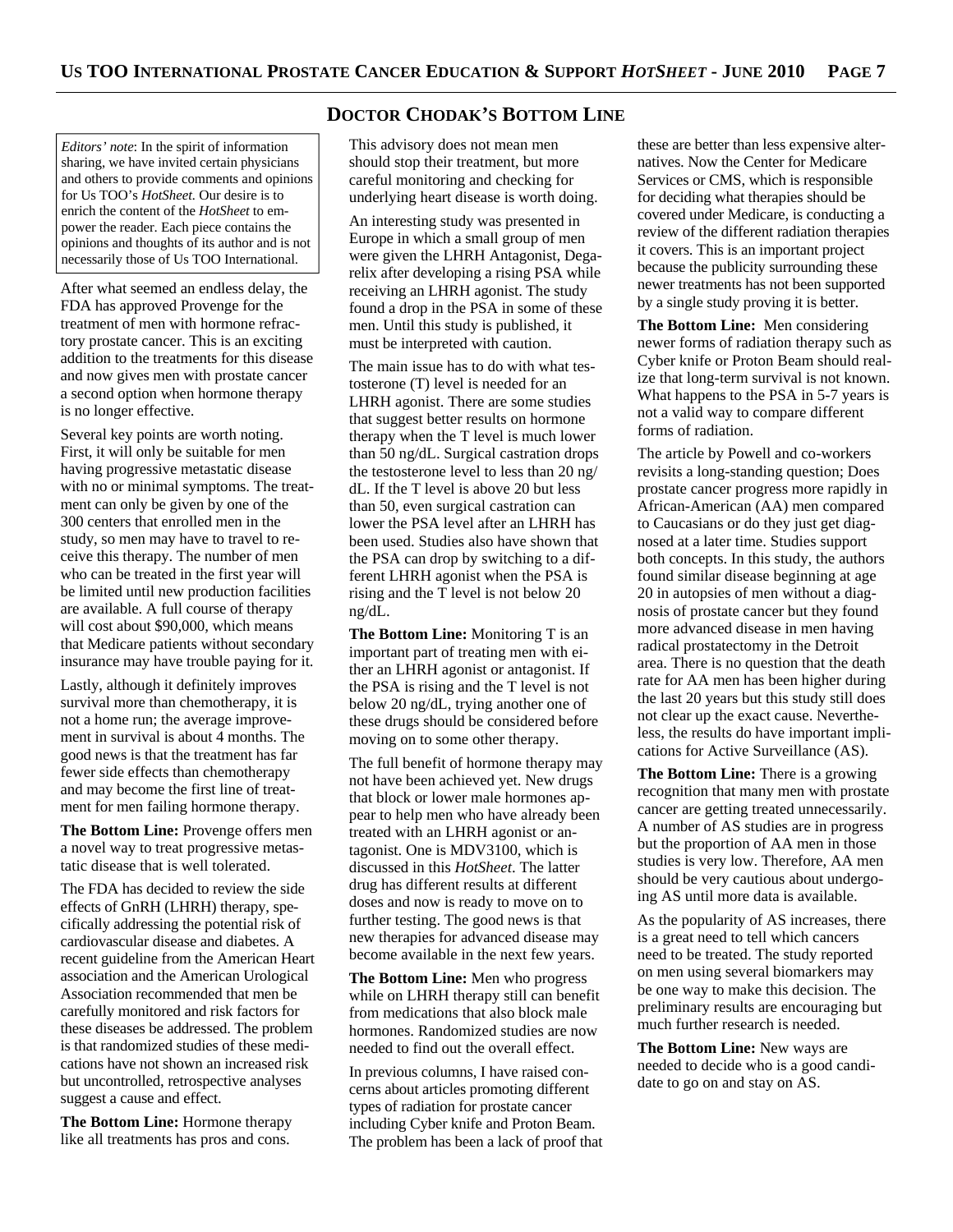## Doctor Chodak's Bottom Line

*Editors' note*: In the spirit of information sharing, we have invited certain physicians and others to provide comments and opinions for Us TOO's *HotSheet*. Our desire is to enrich the content of the *HotSheet* to empower the reader. Each piece contains the opinions and thoughts of its author and is not necessarily those of Us TOO International.

After what seemed an endless delay, the FDA has approved Provenge for the treatment of men with hormone refractory prostate cancer. This is an exciting addition to the treatments for this disease and now gives men with prostate cancer a second option when hormone therapy is no longer effective.

Several key points are worth noting. First, it will only be suitable for men having progressive metastatic disease with no or minimal symptoms. The treatment can only be given by one of the 300 centers that enrolled men in the study, so men may have to travel to receive this therapy. The number of men who can be treated in the first year will be limited until new production facilities are available. A full course of therapy will cost about $90,000, which means that Medicare patients without secondary insurance may have trouble paying for it.

Lastly, although it definitely improves survival more than chemotherapy, it is not a home run; the average improvement in survival is about 4 months. The good news is that the treatment has far fewer side effects than chemotherapy and may become the first line of treatment for men failing hormone therapy.

**The Bottom Line:** Provenge offers men a novel way to treat progressive metastatic disease that is well tolerated.

The FDA has decided to review the side effects of GnRH (LHRH) therapy, specifically addressing the potential risk of cardiovascular disease and diabetes. A recent guideline from the American Heart association and the American Urological Association recommended that men be carefully monitored and risk factors for these diseases be addressed. The problem is that randomized studies of these medications have not shown an increased risk but uncontrolled, retrospective analyses suggest a cause and effect.

**The Bottom Line:** Hormone therapy like all treatments has pros and cons. This advisory does not mean men should stop their treatment, but more careful monitoring and checking for underlying heart disease is worth doing.

An interesting study was presented in Europe in which a small group of men were given the LHRH Antagonist, Degarelix after developing a rising PSA while receiving an LHRH agonist. The study found a drop in the PSA in some of these men. Until this study is published, it must be interpreted with caution.

The main issue has to do with what testosterone (T) level is needed for an LHRH agonist. There are some studies that suggest better results on hormone therapy when the T level is much lower than 50 ng/dL. Surgical castration drops the testosterone level to less than 20 ng/dL. If the T level is above 20 but less than 50, even surgical castration can lower the PSA level after an LHRH has been used. Studies also have shown that the PSA can drop by switching to a different LHRH agonist when the PSA is rising and the T level is not below 20 ng/dL.

**The Bottom Line:** Monitoring T is an important part of treating men with either an LHRH agonist or antagonist. If the PSA is rising and the T level is not below 20 ng/dL, trying another one of these drugs should be considered before moving on to some other therapy.

The full benefit of hormone therapy may not have been achieved yet. New drugs that block or lower male hormones appear to help men who have already been treated with an LHRH agonist or antagonist. One is MDV3100, which is discussed in this *HotSheet*. The latter drug has different results at different doses and now is ready to move on to further testing. The good news is that new therapies for advanced disease may become available in the next few years.

**The Bottom Line:** Men who progress while on LHRH therapy still can benefit from medications that also block male hormones. Randomized studies are now needed to find out the overall effect.

In previous columns, I have raised concerns about articles promoting different types of radiation for prostate cancer including Cyber knife and Proton Beam. The problem has been a lack of proof that these are better than less expensive alternatives. Now the Center for Medicare Services or CMS, which is responsible for deciding what therapies should be covered under Medicare, is conducting a review of the different radiation therapies it covers. This is an important project because the publicity surrounding these newer treatments has not been supported by a single study proving it is better.

**The Bottom Line:** Men considering newer forms of radiation therapy such as Cyber knife or Proton Beam should realize that long-term survival is not known. What happens to the PSA in 5-7 years is not a valid way to compare different forms of radiation.

The article by Powell and co-workers revisits a long-standing question; Does prostate cancer progress more rapidly in African-American (AA) men compared to Caucasians or do they just get diagnosed at a later time. Studies support both concepts. In this study, the authors found similar disease beginning at age 20 in autopsies of men without a diagnosis of prostate cancer but they found more advanced disease in men having radical prostatectomy in the Detroit area. There is no question that the death rate for AA men has been higher during the last 20 years but this study still does not clear up the exact cause. Nevertheless, the results do have important implications for Active Surveillance (AS).

**The Bottom Line:** There is a growing recognition that many men with prostate cancer are getting treated unnecessarily. A number of AS studies are in progress but the proportion of AA men in those studies is very low. Therefore, AA men should be very cautious about undergoing AS until more data is available.

As the popularity of AS increases, there is a great need to tell which cancers need to be treated. The study reported on men using several biomarkers may be one way to make this decision. The preliminary results are encouraging but much further research is needed.

**The Bottom Line:** New ways are needed to decide who is a good candidate to go on and stay on AS.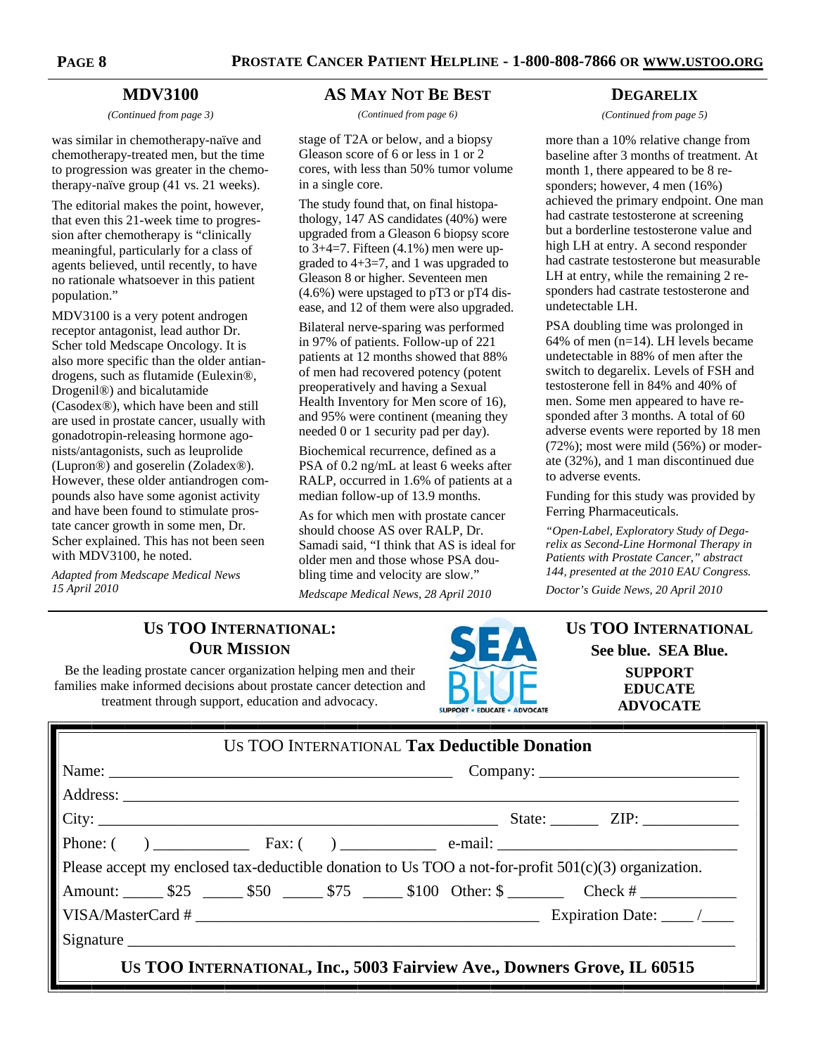## MDV3100

*(Continued from page 3)*

was similar in chemotherapy-naïve and chemotherapy-treated men, but the time to progression was greater in the chemotherapy-naïve group (41 vs. 21 weeks).

The editorial makes the point, however, that even this 21-week time to progression after chemotherapy is "clinically meaningful, particularly for a class of agents believed, until recently, to have no rationale whatsoever in this patient population."

MDV3100 is a very potent androgen receptor antagonist, lead author Dr. Scher told Medscape Oncology. It is also more specific than the older antiandrogens, such as flutamide (Eulexin®, Drogenil®) and bicalutamide (Casodex®), which have been and still are used in prostate cancer, usually with gonadotropin-releasing hormone agonists/antagonists, such as leuprolide (Lupron®) and goserelin (Zoladex®). However, these older antiandrogen compounds also have some agonist activity and have been found to stimulate prostate cancer growth in some men, Dr. Scher explained. This has not been seen with MDV3100, he noted.

*Adapted from Medscape Medical News 15 April 2010*

## AS May Not Be Best

*(Continued from page 6)*

stage of T2A or below, and a biopsy Gleason score of 6 or less in 1 or 2 cores, with less than 50% tumor volume in a single core.

The study found that, on final histopathology, 147 AS candidates (40%) were upgraded from a Gleason 6 biopsy score to 3+4=7. Fifteen (4.1%) men were upgraded to 4+3=7, and 1 was upgraded to Gleason 8 or higher. Seventeen men (4.6%) were upstaged to pT3 or pT4 disease, and 12 of them were also upgraded.

Bilateral nerve-sparing was performed in 97% of patients. Follow-up of 221 patients at 12 months showed that 88% of men had recovered potency (potent preoperatively and having a Sexual Health Inventory for Men score of 16), and 95% were continent (meaning they needed 0 or 1 security pad per day).

Biochemical recurrence, defined as a PSA of 0.2 ng/mL at least 6 weeks after RALP, occurred in 1.6% of patients at a median follow-up of 13.9 months.

As for which men with prostate cancer should choose AS over RALP, Dr. Samadi said, "I think that AS is ideal for older men and those whose PSA doubling time and velocity are slow."

*Medscape Medical News, 28 April 2010*

## Degarelix

*(Continued from page 5)*

more than a 10% relative change from baseline after 3 months of treatment. At month 1, there appeared to be 8 responders; however, 4 men (16%) achieved the primary endpoint. One man had castrate testosterone at screening but a borderline testosterone value and high LH at entry. A second responder had castrate testosterone but measurable LH at entry, while the remaining 2 responders had castrate testosterone and undetectable LH.

PSA doubling time was prolonged in 64% of men (n=14). LH levels became undetectable in 88% of men after the switch to degarelix. Levels of FSH and testosterone fell in 84% and 40% of men. Some men appeared to have responded after 3 months. A total of 60 adverse events were reported by 18 men (72%); most were mild (56%) or moderate (32%), and 1 man discontinued due to adverse events.

Funding for this study was provided by Ferring Pharmaceuticals.

*"Open-Label, Exploratory Study of Degarelix as Second-Line Hormonal Therapy in Patients with Prostate Cancer," abstract 144, presented at the 2010 EAU Congress.*

*Doctor's Guide News, 20 April 2010*

## Us TOO International: Our Mission

Be the leading prostate cancer organization helping men and their families make informed decisions about prostate cancer detection and treatment through support, education and advocacy.

SEA BLUE — SUPPORT • EDUCATE • ADVOCATE

**Us TOO International**
**See blue. SEA Blue.**
**SUPPORT**
**EDUCATE**
**ADVOCATE**

## Us TOO International **Tax Deductible Donation**

Name: ______________________________ Company: ______________________

Address: ______________________________________________________________

City: ________________________________ State: ______ ZIP: ____________

Phone: ( ) ____________ Fax: ( ) ____________ e-mail: ________________________

Please accept my enclosed tax-deductible donation to Us TOO a not-for-profit 501(c)(3) organization.

Amount: _____ $25 _____ $50 _____ $75 _____ $100 Other: $ _______ Check # ____________

VISA/MasterCard # ________________________________ Expiration Date: ____/____

Signature ______________________________________________________________

**Us TOO International, Inc., 5003 Fairview Ave., Downers Grove, IL 60515**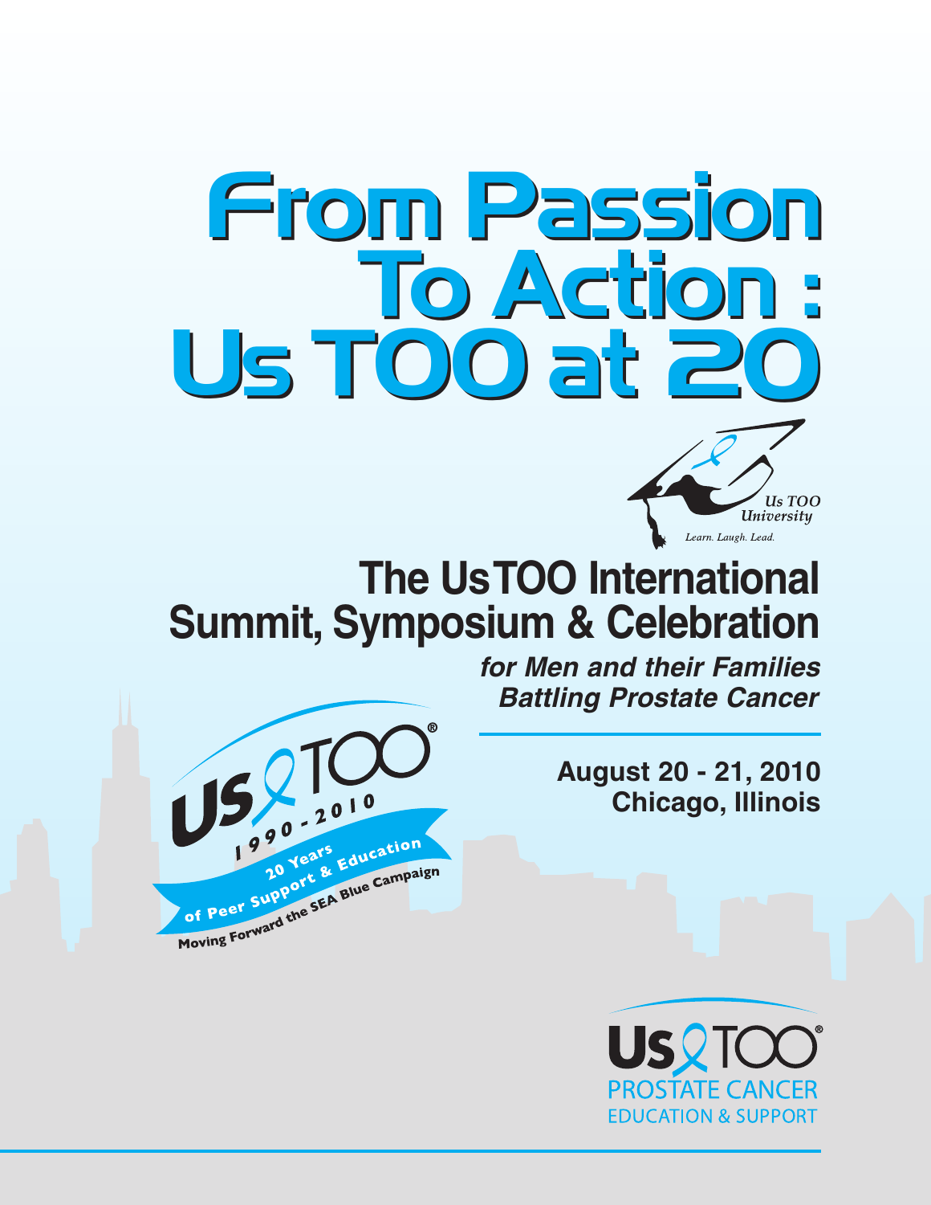# From Passion To Action : Us TOO at 20

Us TOO University

*Learn. Laugh. Lead.*

## The UsTOO International Summit, Symposium & Celebration

***for Men and their Families Battling Prostate Cancer***

**August 20 - 21, 2010**
**Chicago, Illinois**

Us TOO®
1990 - 2010
20 Years of Peer Support & Education
Moving Forward the SEA Blue Campaign

Us TOO®
PROSTATE CANCER
EDUCATION & SUPPORT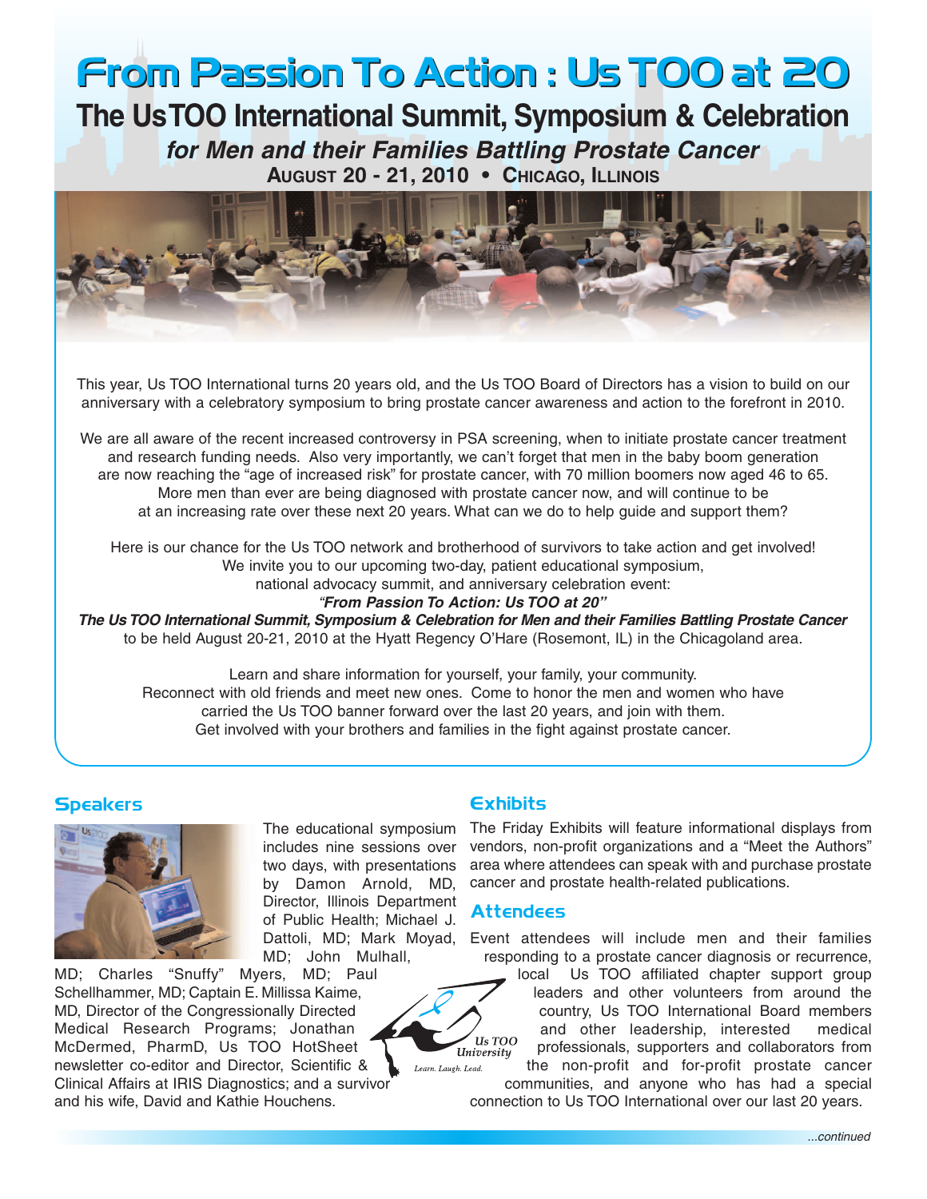# From Passion To Action : Us TOO at 20

## The Us TOO International Summit, Symposium & Celebration

### *for Men and their Families Battling Prostate Cancer*

**AUGUST 20 - 21, 2010 • CHICAGO, ILLINOIS**

This year, Us TOO International turns 20 years old, and the Us TOO Board of Directors has a vision to build on our anniversary with a celebratory symposium to bring prostate cancer awareness and action to the forefront in 2010.

We are all aware of the recent increased controversy in PSA screening, when to initiate prostate cancer treatment and research funding needs. Also very importantly, we can't forget that men in the baby boom generation are now reaching the "age of increased risk" for prostate cancer, with 70 million boomers now aged 46 to 65. More men than ever are being diagnosed with prostate cancer now, and will continue to be at an increasing rate over these next 20 years. What can we do to help guide and support them?

Here is our chance for the Us TOO network and brotherhood of survivors to take action and get involved! We invite you to our upcoming two-day, patient educational symposium, national advocacy summit, and anniversary celebration event:

***"From Passion To Action: Us TOO at 20"***

***The Us TOO International Summit, Symposium & Celebration for Men and their Families Battling Prostate Cancer*** to be held August 20-21, 2010 at the Hyatt Regency O'Hare (Rosemont, IL) in the Chicagoland area.

Learn and share information for yourself, your family, your community. Reconnect with old friends and meet new ones. Come to honor the men and women who have carried the Us TOO banner forward over the last 20 years, and join with them. Get involved with your brothers and families in the fight against prostate cancer.

## Speakers

The educational symposium includes nine sessions over two days, with presentations by Damon Arnold, MD, Director, Illinois Department of Public Health; Michael J. Dattoli, MD; Mark Moyad, MD; John Mulhall, MD; Charles "Snuffy" Myers, MD; Paul Schellhammer, MD; Captain E. Millissa Kaime, MD, Director of the Congressionally Directed Medical Research Programs; Jonathan McDermed, PharmD, Us TOO HotSheet newsletter co-editor and Director, Scientific & Clinical Affairs at IRIS Diagnostics; and a survivor and his wife, David and Kathie Houchens.

## Exhibits

The Friday Exhibits will feature informational displays from vendors, non-profit organizations and a "Meet the Authors" area where attendees can speak with and purchase prostate cancer and prostate health-related publications.

## Attendees

Event attendees will include men and their families responding to a prostate cancer diagnosis or recurrence, local Us TOO affiliated chapter support group leaders and other volunteers from around the country, Us TOO International Board members and other leadership, interested medical professionals, supporters and collaborators from the non-profit and for-profit prostate cancer communities, and anyone who has had a special connection to Us TOO International over our last 20 years.

Us TOO University
Learn. Laugh. Lead.

*...continued*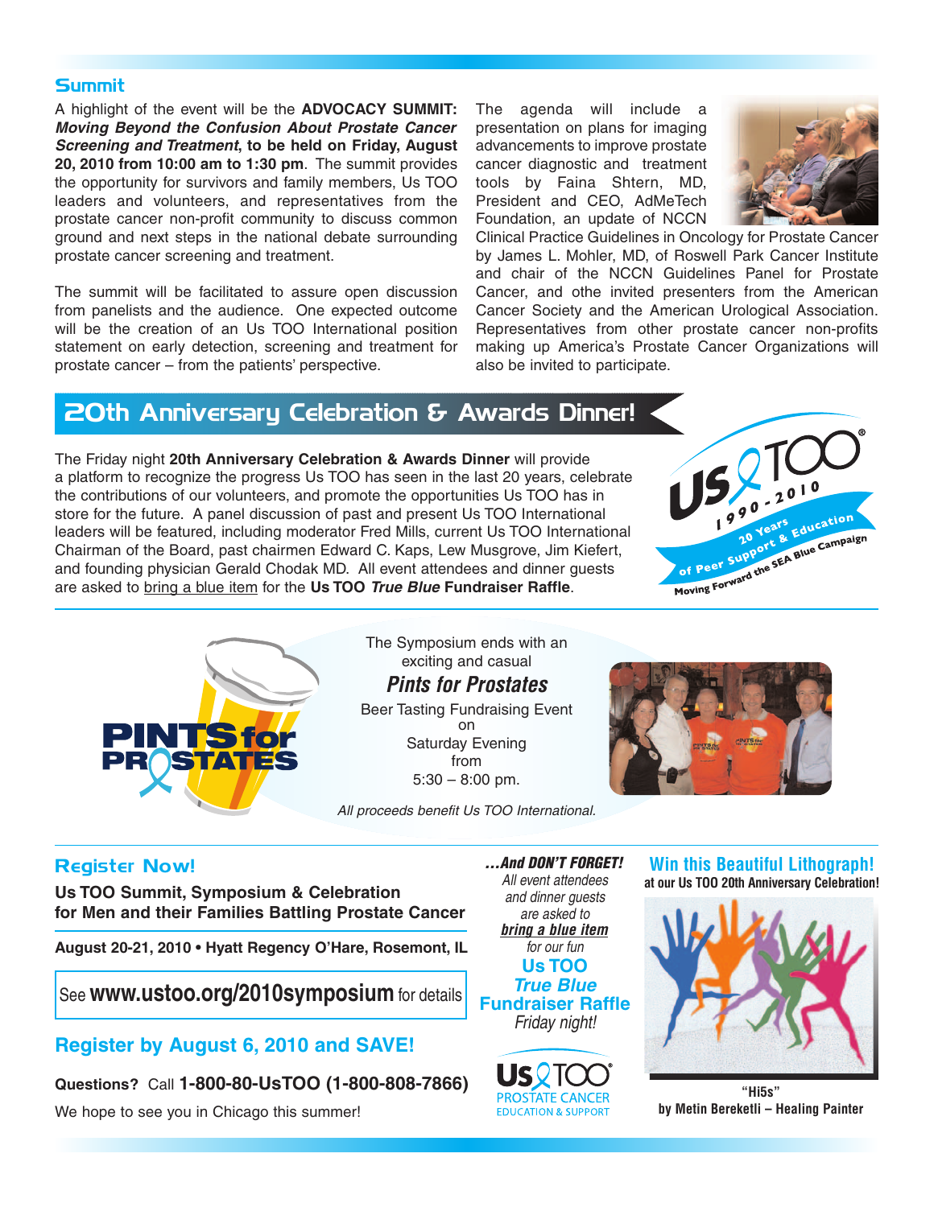## Summit

A highlight of the event will be the **ADVOCACY SUMMIT: *Moving Beyond the Confusion About Prostate Cancer Screening and Treatment*, to be held on Friday, August 20, 2010 from 10:00 am to 1:30 pm**. The summit provides the opportunity for survivors and family members, Us TOO leaders and volunteers, and representatives from the prostate cancer non-profit community to discuss common ground and next steps in the national debate surrounding prostate cancer screening and treatment.

The summit will be facilitated to assure open discussion from panelists and the audience. One expected outcome will be the creation of an Us TOO International position statement on early detection, screening and treatment for prostate cancer – from the patients' perspective.

The agenda will include a presentation on plans for imaging advancements to improve prostate cancer diagnostic and treatment tools by Faina Shtern, MD, President and CEO, AdMeTech Foundation, an update of NCCN Clinical Practice Guidelines in Oncology for Prostate Cancer by James L. Mohler, MD, of Roswell Park Cancer Institute and chair of the NCCN Guidelines Panel for Prostate Cancer, and othe invited presenters from the American Cancer Society and the American Urological Association. Representatives from other prostate cancer non-profits making up America's Prostate Cancer Organizations will also be invited to participate.

## 20th Anniversary Celebration & Awards Dinner!

The Friday night **20th Anniversary Celebration & Awards Dinner** will provide a platform to recognize the progress Us TOO has seen in the last 20 years, celebrate the contributions of our volunteers, and promote the opportunities Us TOO has in store for the future. A panel discussion of past and present Us TOO International leaders will be featured, including moderator Fred Mills, current Us TOO International Chairman of the Board, past chairmen Edward C. Kaps, Lew Musgrove, Jim Kiefert, and founding physician Gerald Chodak MD. All event attendees and dinner guests are asked to bring a blue item for the **Us TOO *True Blue* Fundraiser Raffle**.

Us TOO 1990-2010 20 Years of Peer Support & Education Moving Forward the SEA Blue Campaign

PINTS for PROSTATES

The Symposium ends with an exciting and casual

***Pints for Prostates***

Beer Tasting Fundraising Event on Saturday Evening from 5:30 – 8:00 pm.

*All proceeds benefit Us TOO International.*

## Register Now!

**Us TOO Summit, Symposium & Celebration for Men and their Families Battling Prostate Cancer**

**August 20-21, 2010 • Hyatt Regency O'Hare, Rosemont, IL**

See **www.ustoo.org/2010symposium** for details

### Register by August 6, 2010 and SAVE!

**Questions?** Call **1-800-80-UsTOO (1-800-808-7866)**

We hope to see you in Chicago this summer!

***...And DON'T FORGET!***

*All event attendees and dinner guests are asked to* ***bring a blue item*** *for our fun*

**Us TOO *True Blue* Fundraiser Raffle**

*Friday night!*

Us TOO PROSTATE CANCER EDUCATION & SUPPORT

### Win this Beautiful Lithograph!

**at our Us TOO 20th Anniversary Celebration!**

**"Hi5s" by Metin Bereketli – Healing Painter**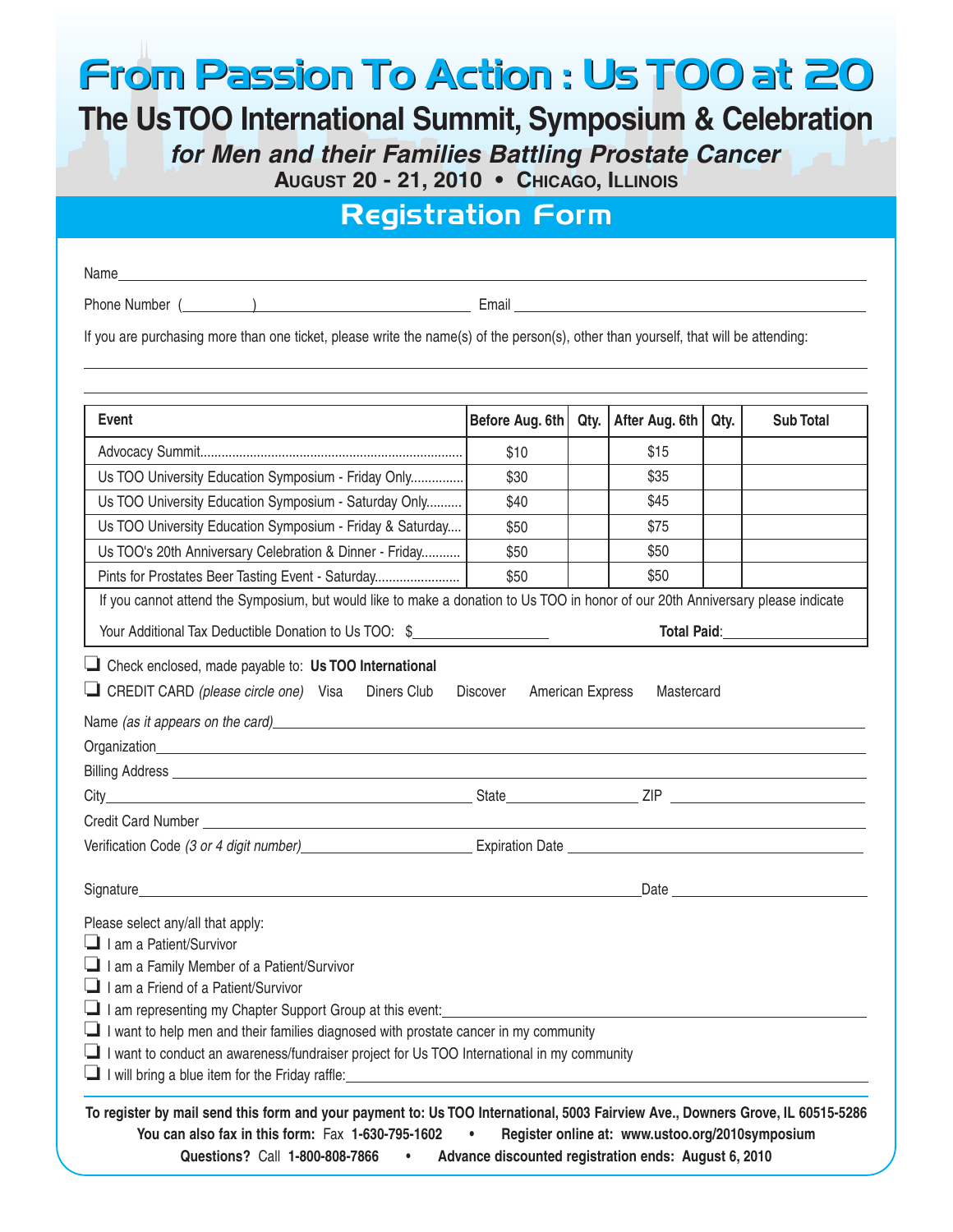# From Passion To Action : Us TOO at 20

## The Us TOO International Summit, Symposium & Celebration

***for Men and their Families Battling Prostate Cancer***

**AUGUST 20 - 21, 2010 • CHICAGO, ILLINOIS**

## Registration Form

Name\_\_\_\_\_\_\_\_\_\_\_\_\_\_\_\_\_\_\_\_\_\_\_\_\_\_\_\_\_\_\_\_\_\_\_\_\_\_\_\_\_\_\_\_\_\_\_\_

Phone Number (\_\_\_\_\_\_\_\_\_)\_\_\_\_\_\_\_\_\_\_\_\_\_\_\_\_\_\_\_\_ Email \_\_\_\_\_\_\_\_\_\_\_\_\_\_\_\_\_\_\_\_\_\_\_\_\_\_\_\_\_\_

If you are purchasing more than one ticket, please write the name(s) of the person(s), other than yourself, that will be attending:

\_\_\_\_\_\_\_\_\_\_\_\_\_\_\_\_\_\_\_\_\_\_\_\_\_\_\_\_\_\_\_\_\_\_\_\_\_\_\_\_\_\_\_\_\_\_\_\_

\_\_\_\_\_\_\_\_\_\_\_\_\_\_\_\_\_\_\_\_\_\_\_\_\_\_\_\_\_\_\_\_\_\_\_\_\_\_\_\_\_\_\_\_\_\_\_\_

| Event | Before Aug. 6th | Qty. | After Aug. 6th | Qty. | Sub Total |
|---|---|---|---|---|---|
| Advocacy Summit.......... | $10 | | $15 | | |
| Us TOO University Education Symposium - Friday Only.......... | $30 | | $35 | | |
| Us TOO University Education Symposium - Saturday Only.......... | $40 | | $45 | | |
| Us TOO University Education Symposium - Friday & Saturday.... | $50 | | $75 | | |
| Us TOO's 20th Anniversary Celebration & Dinner - Friday.......... | $50 | | $50 | | |
| Pints for Prostates Beer Tasting Event - Saturday.......... | $50 | | $50 | | |

If you cannot attend the Symposium, but would like to make a donation to Us TOO in honor of our 20th Anniversary please indicate

Your Additional Tax Deductible Donation to Us TOO: $\_\_\_\_\_\_\_\_\_\_\_\_\_ **Total Paid**:\_\_\_\_\_\_\_\_\_\_\_\_\_

❏ Check enclosed, made payable to: **Us TOO International**

❏ CREDIT CARD *(please circle one)* Visa Diners Club Discover American Express Mastercard

Name *(as it appears on the card)*\_\_\_\_\_\_\_\_\_\_\_\_\_\_\_\_\_\_\_\_\_\_\_\_\_\_\_\_\_\_\_\_\_\_\_\_\_\_\_\_

Organization\_\_\_\_\_\_\_\_\_\_\_\_\_\_\_\_\_\_\_\_\_\_\_\_\_\_\_\_\_\_\_\_\_\_\_\_\_\_\_\_\_\_\_\_\_\_

Billing Address \_\_\_\_\_\_\_\_\_\_\_\_\_\_\_\_\_\_\_\_\_\_\_\_\_\_\_\_\_\_\_\_\_\_\_\_\_\_\_\_\_\_\_\_

City\_\_\_\_\_\_\_\_\_\_\_\_\_\_\_\_\_\_\_\_\_\_\_\_\_\_\_\_ State\_\_\_\_\_\_\_\_\_\_\_\_ ZIP \_\_\_\_\_\_\_\_\_\_\_\_\_\_\_\_

Credit Card Number \_\_\_\_\_\_\_\_\_\_\_\_\_\_\_\_\_\_\_\_\_\_\_\_\_\_\_\_\_\_\_\_\_\_\_\_\_\_\_\_\_\_

Verification Code *(3 or 4 digit number)*\_\_\_\_\_\_\_\_\_\_\_\_\_\_\_\_ Expiration Date \_\_\_\_\_\_\_\_\_\_\_\_\_\_\_\_\_\_\_\_\_\_\_\_

Signature\_\_\_\_\_\_\_\_\_\_\_\_\_\_\_\_\_\_\_\_\_\_\_\_\_\_\_\_\_\_\_\_\_\_\_\_\_\_\_\_\_\_\_\_\_Date \_\_\_\_\_\_\_\_\_\_\_\_\_\_\_\_\_

Please select any/all that apply:

❏ I am a Patient/Survivor

❏ I am a Family Member of a Patient/Survivor

❏ I am a Friend of a Patient/Survivor

❏ I am representing my Chapter Support Group at this event:\_\_\_\_\_\_\_\_\_\_\_\_\_\_\_\_\_\_\_\_\_\_\_\_\_\_\_\_

❏ I want to help men and their families diagnosed with prostate cancer in my community

❏ I want to conduct an awareness/fundraiser project for Us TOO International in my community

❏ I will bring a blue item for the Friday raffle:\_\_\_\_\_\_\_\_\_\_\_\_\_\_\_\_\_\_\_\_\_\_\_\_\_\_\_\_\_\_\_\_\_\_\_

**To register by mail send this form and your payment to: Us TOO International, 5003 Fairview Ave., Downers Grove, IL 60515-5286**

**You can also fax in this form:** Fax **1-630-795-1602** • **Register online at: www.ustoo.org/2010symposium**

**Questions?** Call **1-800-808-7866** • **Advance discounted registration ends: August 6, 2010**